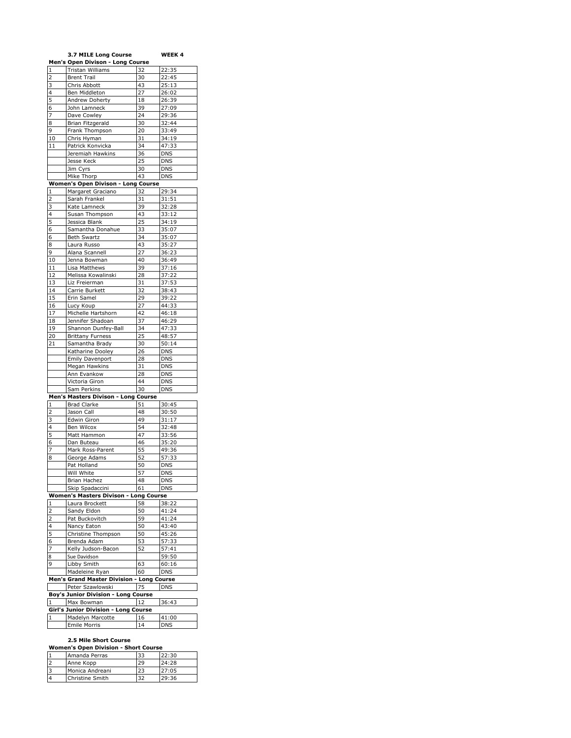**3.7 MILE Long Course** **WEEK 4**

**Men's Open Divison - Long Course**

| | | | |
|---|---|---|---|
| 1 | Tristan Williams | 32 | 22:35 |
| 2 | Brent Trail | 30 | 22:45 |
| 3 | Chris Abbott | 43 | 25:13 |
| 4 | Ben Middleton | 27 | 26:02 |
| 5 | Andrew Doherty | 18 | 26:39 |
| 6 | John Lamneck | 39 | 27:09 |
| 7 | Dave Cowley | 24 | 29:36 |
| 8 | Brian Fitzgerald | 30 | 32:44 |
| 9 | Frank Thompson | 20 | 33:49 |
| 10 | Chris Hyman | 31 | 34:19 |
| 11 | Patrick Konvicka | 34 | 47:33 |
| | Jeremiah Hawkins | 36 | DNS |
| | Jesse Keck | 25 | DNS |
| | Jim Cyrs | 30 | DNS |
| | Mike Thorp | 43 | DNS |

**Women's Open Divison - Long Course**

| | | | |
|---|---|---|---|
| 1 | Margaret Graciano | 32 | 29:34 |
| 2 | Sarah Frankel | 31 | 31:51 |
| 3 | Kate Lamneck | 39 | 32:28 |
| 4 | Susan Thompson | 43 | 33:12 |
| 5 | Jessica Blank | 25 | 34:19 |
| 6 | Samantha Donahue | 33 | 35:07 |
| 6 | Beth Swartz | 34 | 35:07 |
| 8 | Laura Russo | 43 | 35:27 |
| 9 | Alana Scannell | 27 | 36:23 |
| 10 | Jenna Bowman | 40 | 36:49 |
| 11 | Lisa Matthews | 39 | 37:16 |
| 12 | Melissa Kowalinski | 28 | 37:22 |
| 13 | Liz Freierman | 31 | 37:53 |
| 14 | Carrie Burkett | 32 | 38:43 |
| 15 | Erin Samel | 29 | 39:22 |
| 16 | Lucy Koup | 27 | 44:33 |
| 17 | Michelle Hartshorn | 42 | 46:18 |
| 18 | Jennifer Shadoan | 37 | 46:29 |
| 19 | Shannon Dunfey-Ball | 34 | 47:33 |
| 20 | Brittany Furness | 25 | 48:57 |
| 21 | Samantha Brady | 30 | 50:14 |
| | Katharine Dooley | 26 | DNS |
| | Emily Davenport | 28 | DNS |
| | Megan Hawkins | 31 | DNS |
| | Ann Evankow | 28 | DNS |
| | Victoria Giron | 44 | DNS |
| | Sam Perkins | 30 | DNS |

**Men's Masters Divison - Long Course**

| | | | |
|---|---|---|---|
| 1 | Brad Clarke | 51 | 30:45 |
| 2 | Jason Call | 48 | 30:50 |
| 3 | Edwin Giron | 49 | 31:17 |
| 4 | Ben Wilcox | 54 | 32:48 |
| 5 | Matt Hammon | 47 | 33:56 |
| 6 | Dan Buteau | 46 | 35:20 |
| 7 | Mark Ross-Parent | 55 | 49:36 |
| 8 | George Adams | 52 | 57:33 |
| | Pat Holland | 50 | DNS |
| | Will White | 57 | DNS |
| | Brian Hachez | 48 | DNS |
| | Skip Spadaccini | 61 | DNS |

**Women's Masters Divison - Long Course**

| | | | |
|---|---|---|---|
| 1 | Laura Brockett | 58 | 38:22 |
| 2 | Sandy Eldon | 50 | 41:24 |
| 2 | Pat Buckovitch | 59 | 41:24 |
| 4 | Nancy Eaton | 50 | 43:40 |
| 5 | Christine Thompson | 50 | 45:26 |
| 6 | Brenda Adam | 53 | 57:33 |
| 7 | Kelly Judson-Bacon | 52 | 57:41 |
| 8 | Sue Davidson | | 59:50 |
| 9 | Libby Smith | 63 | 60:16 |
| | Madeleine Ryan | 60 | DNS |

**Men's Grand Master Division - Long Course**

| | | | |
|---|---|---|---|
| | Peter Szawlowski | 75 | DNS |

**Boy's Junior Division - Long Course**

| | | | |
|---|---|---|---|
| 1 | Max Bowman | 12 | 36:43 |

**Girl's Junior Division - Long Course**

| | | | |
|---|---|---|---|
| 1 | Madelyn Marcotte | 16 | 41:00 |
| | Emile Morris | 14 | DNS |

**2.5 Mile Short Course**

**Women's Open Division - Short Course**

| | | | |
|---|---|---|---|
| 1 | Amanda Perras | 33 | 22:30 |
| 2 | Anne Kopp | 29 | 24:28 |
| 3 | Monica Andreani | 23 | 27:05 |
| 4 | Christine Smith | 32 | 29:36 |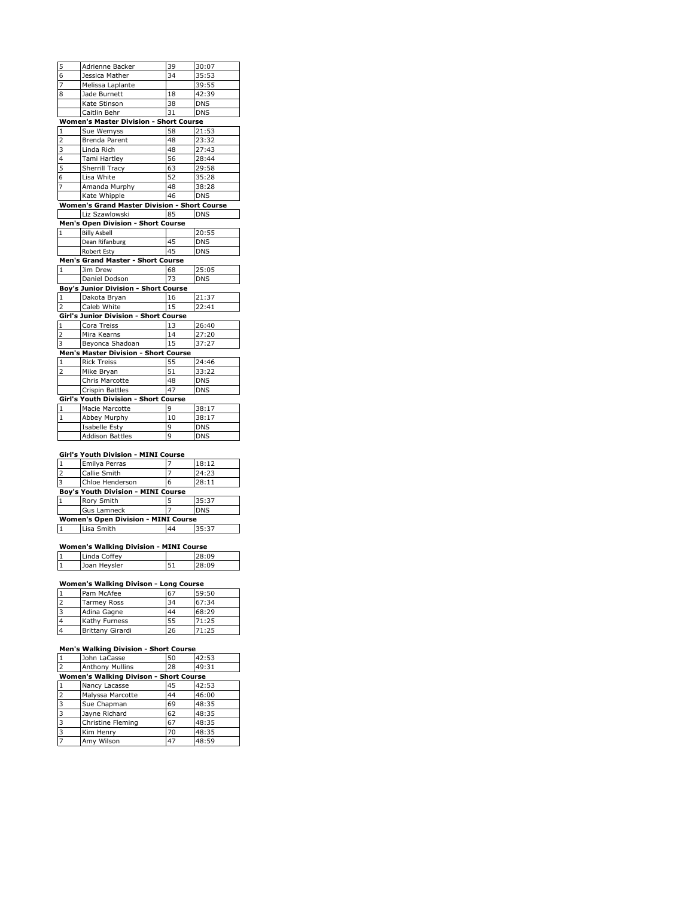| | | | |
|---|---|---|---|
| 5 | Adrienne Backer | 39 | 30:07 |
| 6 | Jessica Mather | 34 | 35:53 |
| 7 | Melissa Laplante | | 39:55 |
| 8 | Jade Burnett | 18 | 42:39 |
| | Kate Stinson | 38 | DNS |
| | Caitlin Behr | 31 | DNS |

**Women's Master Division - Short Course**

| | | | |
|---|---|---|---|
| 1 | Sue Wemyss | 58 | 21:53 |
| 2 | Brenda Parent | 48 | 23:32 |
| 3 | Linda Rich | 48 | 27:43 |
| 4 | Tami Hartley | 56 | 28:44 |
| 5 | Sherrill Tracy | 63 | 29:58 |
| 6 | Lisa White | 52 | 35:28 |
| 7 | Amanda Murphy | 48 | 38:28 |
| | Kate Whipple | 46 | DNS |

**Women's Grand Master Division - Short Course**

| | | | |
|---|---|---|---|
| | Liz Szawlowski | 85 | DNS |

**Men's Open Division - Short Course**

| | | | |
|---|---|---|---|
| 1 | Billy Asbell | | 20:55 |
| | Dean Rifanburg | 45 | DNS |
| | Robert Esty | 45 | DNS |

**Men's Grand Master - Short Course**

| | | | |
|---|---|---|---|
| 1 | Jim Drew | 68 | 25:05 |
| | Daniel Dodson | 73 | DNS |

**Boy's Junior Division - Short Course**

| | | | |
|---|---|---|---|
| 1 | Dakota Bryan | 16 | 21:37 |
| 2 | Caleb White | 15 | 22:41 |

**Girl's Junior Division - Short Course**

| | | | |
|---|---|---|---|
| 1 | Cora Treiss | 13 | 26:40 |
| 2 | Mira Kearns | 14 | 27:20 |
| 3 | Beyonca Shadoan | 15 | 37:27 |

**Men's Master Division - Short Course**

| | | | |
|---|---|---|---|
| 1 | Rick Treiss | 55 | 24:46 |
| 2 | Mike Bryan | 51 | 33:22 |
| | Chris Marcotte | 48 | DNS |
| | Crispin Battles | 47 | DNS |

**Girl's Youth Division - Short Course**

| | | | |
|---|---|---|---|
| 1 | Macie Marcotte | 9 | 38:17 |
| 1 | Abbey Murphy | 10 | 38:17 |
| | Isabelle Esty | 9 | DNS |
| | Addison Battles | 9 | DNS |

**Girl's Youth Division - MINI Course**

| | | | |
|---|---|---|---|
| 1 | Emilya Perras | 7 | 18:12 |
| 2 | Callie Smith | 7 | 24:23 |
| 3 | Chloe Henderson | 6 | 28:11 |

**Boy's Youth Division - MINI Course**

| | | | |
|---|---|---|---|
| 1 | Rory Smith | 5 | 35:37 |
| | Gus Lamneck | 7 | DNS |

**Women's Open Division - MINI Course**

| | | | |
|---|---|---|---|
| 1 | Lisa Smith | 44 | 35:37 |

**Women's Walking Division - MINI Course**

| | | | |
|---|---|---|---|
| 1 | Linda Coffey | | 28:09 |
| 1 | Joan Heysler | 51 | 28:09 |

**Women's Walking Divison - Long Course**

| | | | |
|---|---|---|---|
| 1 | Pam McAfee | 67 | 59:50 |
| 2 | Tarmey Ross | 34 | 67:34 |
| 3 | Adina Gagne | 44 | 68:29 |
| 4 | Kathy Furness | 55 | 71:25 |
| 4 | Brittany Girardi | 26 | 71:25 |

**Men's Walking Division - Short Course**

| | | | |
|---|---|---|---|
| 1 | John LaCasse | 50 | 42:53 |
| 2 | Anthony Mullins | 28 | 49:31 |

**Women's Walking Divison - Short Course**

| | | | |
|---|---|---|---|
| 1 | Nancy Lacasse | 45 | 42:53 |
| 2 | Malyssa Marcotte | 44 | 46:00 |
| 3 | Sue Chapman | 69 | 48:35 |
| 3 | Jayne Richard | 62 | 48:35 |
| 3 | Christine Fleming | 67 | 48:35 |
| 3 | Kim Henry | 70 | 48:35 |
| 7 | Amy Wilson | 47 | 48:59 |